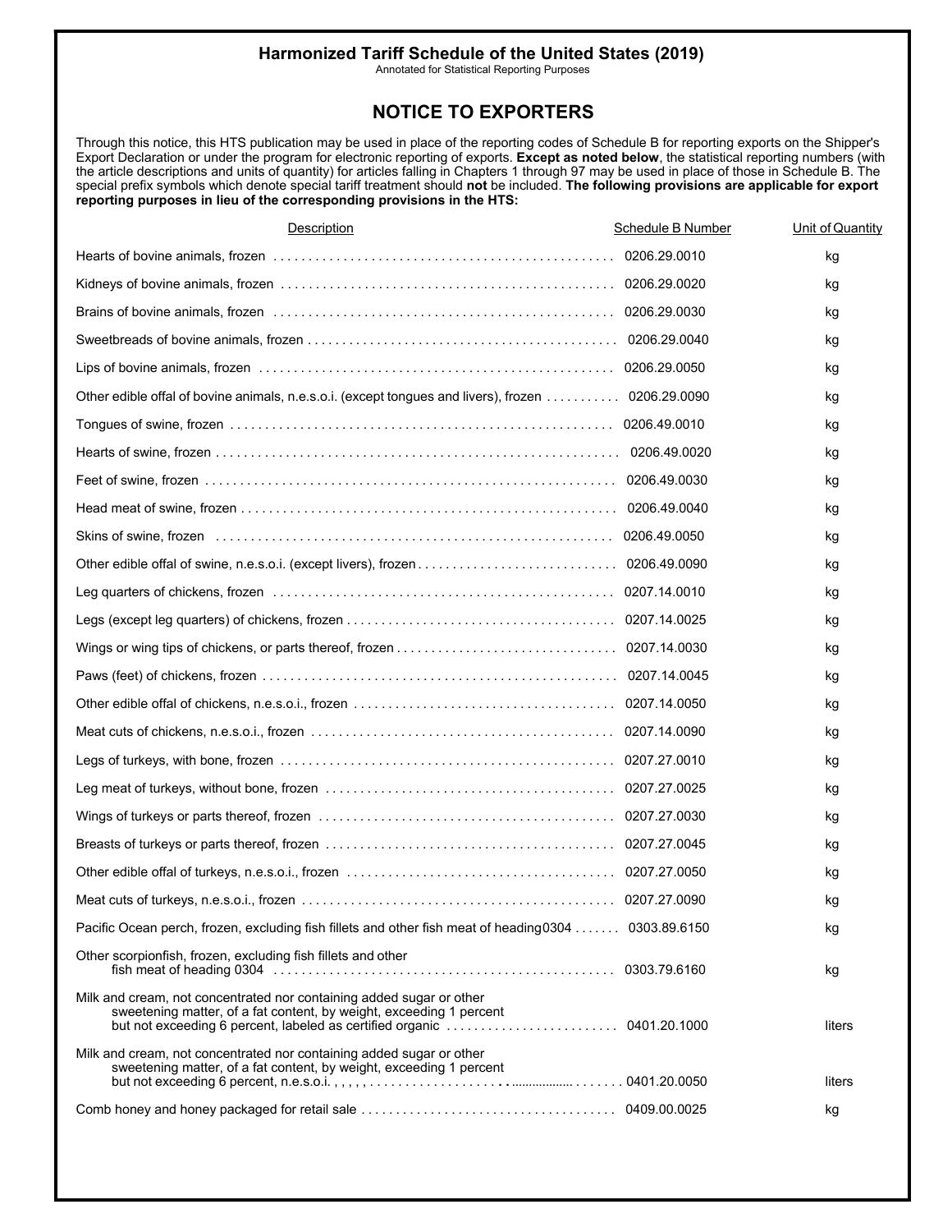# Harmonized Tariff Schedule of the United States (2019)

Annotated for Statistical Reporting Purposes

## NOTICE TO EXPORTERS

Through this notice, this HTS publication may be used in place of the reporting codes of Schedule B for reporting exports on the Shipper's Export Declaration or under the program for electronic reporting of exports. **Except as noted below**, the statistical reporting numbers (with the article descriptions and units of quantity) for articles falling in Chapters 1 through 97 may be used in place of those in Schedule B. The special prefix symbols which denote special tariff treatment should **not** be included. **The following provisions are applicable for export reporting purposes in lieu of the corresponding provisions in the HTS:**

| Description | Schedule B Number | Unit of Quantity |
| --- | --- | --- |
| Hearts of bovine animals, frozen | 0206.29.0010 | kg |
| Kidneys of bovine animals, frozen | 0206.29.0020 | kg |
| Brains of bovine animals, frozen | 0206.29.0030 | kg |
| Sweetbreads of bovine animals, frozen | 0206.29.0040 | kg |
| Lips of bovine animals, frozen | 0206.29.0050 | kg |
| Other edible offal of bovine animals, n.e.s.o.i. (except tongues and livers), frozen | 0206.29.0090 | kg |
| Tongues of swine, frozen | 0206.49.0010 | kg |
| Hearts of swine, frozen | 0206.49.0020 | kg |
| Feet of swine, frozen | 0206.49.0030 | kg |
| Head meat of swine, frozen | 0206.49.0040 | kg |
| Skins of swine, frozen | 0206.49.0050 | kg |
| Other edible offal of swine, n.e.s.o.i. (except livers), frozen | 0206.49.0090 | kg |
| Leg quarters of chickens, frozen | 0207.14.0010 | kg |
| Legs (except leg quarters) of chickens, frozen | 0207.14.0025 | kg |
| Wings or wing tips of chickens, or parts thereof, frozen | 0207.14.0030 | kg |
| Paws (feet) of chickens, frozen | 0207.14.0045 | kg |
| Other edible offal of chickens, n.e.s.o.i., frozen | 0207.14.0050 | kg |
| Meat cuts of chickens, n.e.s.o.i., frozen | 0207.14.0090 | kg |
| Legs of turkeys, with bone, frozen | 0207.27.0010 | kg |
| Leg meat of turkeys, without bone, frozen | 0207.27.0025 | kg |
| Wings of turkeys or parts thereof, frozen | 0207.27.0030 | kg |
| Breasts of turkeys or parts thereof, frozen | 0207.27.0045 | kg |
| Other edible offal of turkeys, n.e.s.o.i., frozen | 0207.27.0050 | kg |
| Meat cuts of turkeys, n.e.s.o.i., frozen | 0207.27.0090 | kg |
| Pacific Ocean perch, frozen, excluding fish fillets and other fish meat of heading0304 | 0303.89.6150 | kg |
| Other scorpionfish, frozen, excluding fish fillets and other fish meat of heading 0304 | 0303.79.6160 | kg |
| Milk and cream, not concentrated nor containing added sugar or other sweetening matter, of a fat content, by weight, exceeding 1 percent but not exceeding 6 percent, labeled as certified organic | 0401.20.1000 | liters |
| Milk and cream, not concentrated nor containing added sugar or other sweetening matter, of a fat content, by weight, exceeding 1 percent but not exceeding 6 percent, n.e.s.o.i. | 0401.20.0050 | liters |
| Comb honey and honey packaged for retail sale | 0409.00.0025 | kg |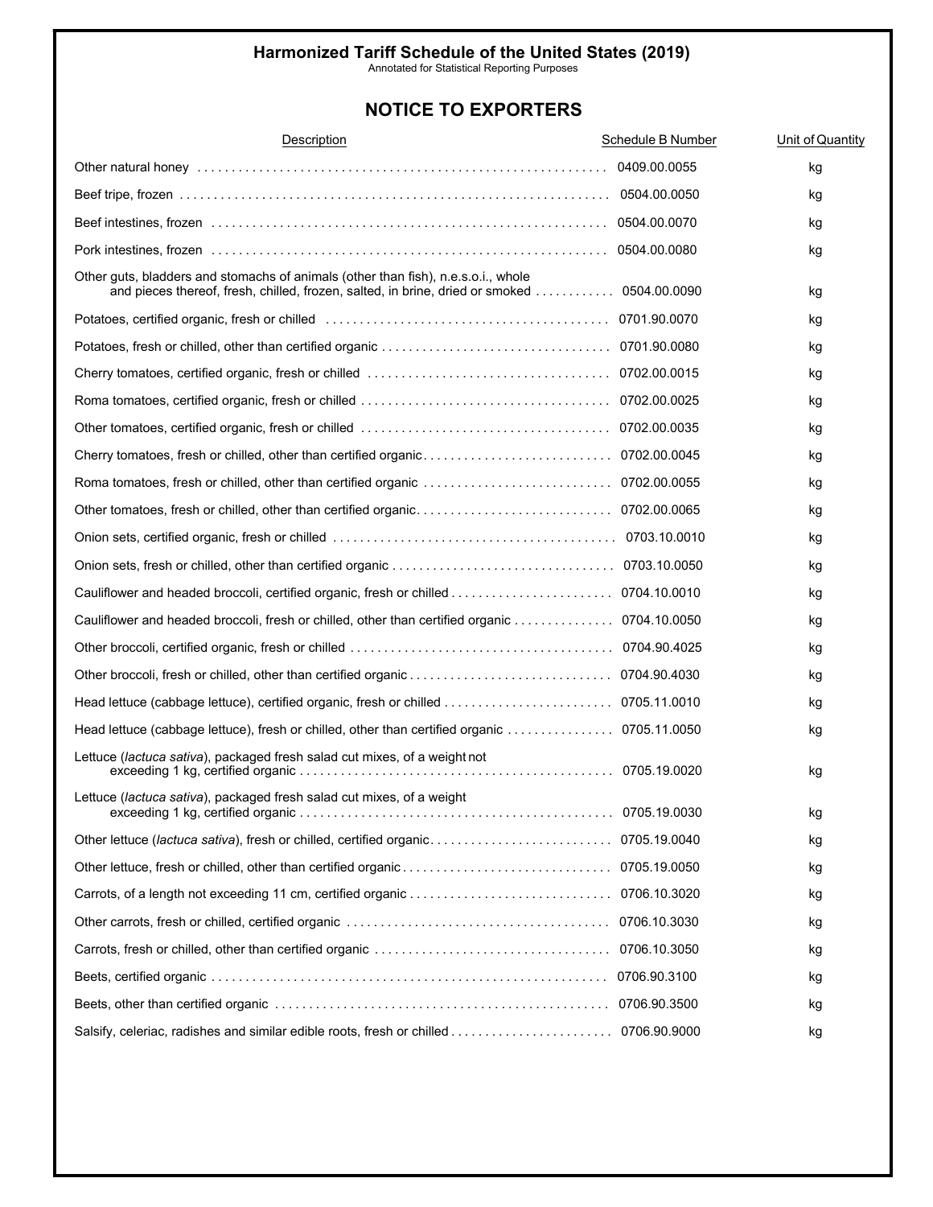**Harmonized Tariff Schedule of the United States (2019)**

Annotated for Statistical Reporting Purposes

## NOTICE TO EXPORTERS

| Description | Schedule B Number | Unit of Quantity |
|---|---|---|
| Other natural honey | 0409.00.0055 | kg |
| Beef tripe, frozen | 0504.00.0050 | kg |
| Beef intestines, frozen | 0504.00.0070 | kg |
| Pork intestines, frozen | 0504.00.0080 | kg |
| Other guts, bladders and stomachs of animals (other than fish), n.e.s.o.i., whole and pieces thereof, fresh, chilled, frozen, salted, in brine, dried or smoked | 0504.00.0090 | kg |
| Potatoes, certified organic, fresh or chilled | 0701.90.0070 | kg |
| Potatoes, fresh or chilled, other than certified organic | 0701.90.0080 | kg |
| Cherry tomatoes, certified organic, fresh or chilled | 0702.00.0015 | kg |
| Roma tomatoes, certified organic, fresh or chilled | 0702.00.0025 | kg |
| Other tomatoes, certified organic, fresh or chilled | 0702.00.0035 | kg |
| Cherry tomatoes, fresh or chilled, other than certified organic | 0702.00.0045 | kg |
| Roma tomatoes, fresh or chilled, other than certified organic | 0702.00.0055 | kg |
| Other tomatoes, fresh or chilled, other than certified organic | 0702.00.0065 | kg |
| Onion sets, certified organic, fresh or chilled | 0703.10.0010 | kg |
| Onion sets, fresh or chilled, other than certified organic | 0703.10.0050 | kg |
| Cauliflower and headed broccoli, certified organic, fresh or chilled | 0704.10.0010 | kg |
| Cauliflower and headed broccoli, fresh or chilled, other than certified organic | 0704.10.0050 | kg |
| Other broccoli, certified organic, fresh or chilled | 0704.90.4025 | kg |
| Other broccoli, fresh or chilled, other than certified organic | 0704.90.4030 | kg |
| Head lettuce (cabbage lettuce), certified organic, fresh or chilled | 0705.11.0010 | kg |
| Head lettuce (cabbage lettuce), fresh or chilled, other than certified organic | 0705.11.0050 | kg |
| Lettuce (*lactuca sativa*), packaged fresh salad cut mixes, of a weight not exceeding 1 kg, certified organic | 0705.19.0020 | kg |
| Lettuce (*lactuca sativa*), packaged fresh salad cut mixes, of a weight exceeding 1 kg, certified organic | 0705.19.0030 | kg |
| Other lettuce (*lactuca sativa*), fresh or chilled, certified organic | 0705.19.0040 | kg |
| Other lettuce, fresh or chilled, other than certified organic | 0705.19.0050 | kg |
| Carrots, of a length not exceeding 11 cm, certified organic | 0706.10.3020 | kg |
| Other carrots, fresh or chilled, certified organic | 0706.10.3030 | kg |
| Carrots, fresh or chilled, other than certified organic | 0706.10.3050 | kg |
| Beets, certified organic | 0706.90.3100 | kg |
| Beets, other than certified organic | 0706.90.3500 | kg |
| Salsify, celeriac, radishes and similar edible roots, fresh or chilled | 0706.90.9000 | kg |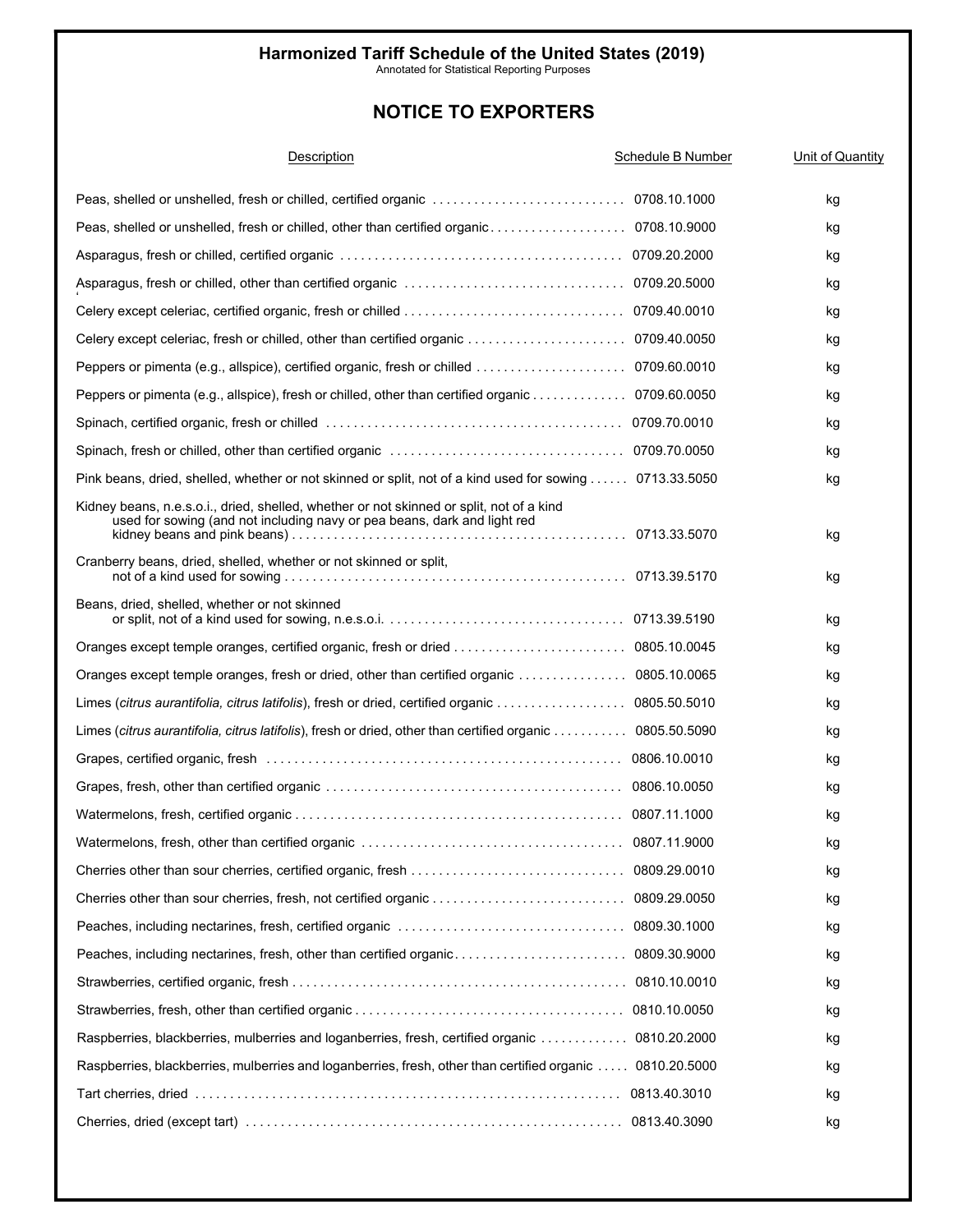## Harmonized Tariff Schedule of the United States (2019)

Annotated for Statistical Reporting Purposes

# NOTICE TO EXPORTERS

| Description | Schedule B Number | Unit of Quantity |
|---|---|---|
| Peas, shelled or unshelled, fresh or chilled, certified organic | 0708.10.1000 | kg |
| Peas, shelled or unshelled, fresh or chilled, other than certified organic | 0708.10.9000 | kg |
| Asparagus, fresh or chilled, certified organic | 0709.20.2000 | kg |
| Asparagus, fresh or chilled, other than certified organic | 0709.20.5000 | kg |
| Celery except celeriac, certified organic, fresh or chilled | 0709.40.0010 | kg |
| Celery except celeriac, fresh or chilled, other than certified organic | 0709.40.0050 | kg |
| Peppers or pimenta (e.g., allspice), certified organic, fresh or chilled | 0709.60.0010 | kg |
| Peppers or pimenta (e.g., allspice), fresh or chilled, other than certified organic | 0709.60.0050 | kg |
| Spinach, certified organic, fresh or chilled | 0709.70.0010 | kg |
| Spinach, fresh or chilled, other than certified organic | 0709.70.0050 | kg |
| Pink beans, dried, shelled, whether or not skinned or split, not of a kind used for sowing | 0713.33.5050 | kg |
| Kidney beans, n.e.s.o.i., dried, shelled, whether or not skinned or split, not of a kind used for sowing (and not including navy or pea beans, dark and light red kidney beans and pink beans) | 0713.33.5070 | kg |
| Cranberry beans, dried, shelled, whether or not skinned or split, not of a kind used for sowing | 0713.39.5170 | kg |
| Beans, dried, shelled, whether or not skinned or split, not of a kind used for sowing, n.e.s.o.i. | 0713.39.5190 | kg |
| Oranges except temple oranges, certified organic, fresh or dried | 0805.10.0045 | kg |
| Oranges except temple oranges, fresh or dried, other than certified organic | 0805.10.0065 | kg |
| Limes (*citrus aurantifolia, citrus latifolis*), fresh or dried, certified organic | 0805.50.5010 | kg |
| Limes (*citrus aurantifolia, citrus latifolis*), fresh or dried, other than certified organic | 0805.50.5090 | kg |
| Grapes, certified organic, fresh | 0806.10.0010 | kg |
| Grapes, fresh, other than certified organic | 0806.10.0050 | kg |
| Watermelons, fresh, certified organic | 0807.11.1000 | kg |
| Watermelons, fresh, other than certified organic | 0807.11.9000 | kg |
| Cherries other than sour cherries, certified organic, fresh | 0809.29.0010 | kg |
| Cherries other than sour cherries, fresh, not certified organic | 0809.29.0050 | kg |
| Peaches, including nectarines, fresh, certified organic | 0809.30.1000 | kg |
| Peaches, including nectarines, fresh, other than certified organic | 0809.30.9000 | kg |
| Strawberries, certified organic, fresh | 0810.10.0010 | kg |
| Strawberries, fresh, other than certified organic | 0810.10.0050 | kg |
| Raspberries, blackberries, mulberries and loganberries, fresh, certified organic | 0810.20.2000 | kg |
| Raspberries, blackberries, mulberries and loganberries, fresh, other than certified organic | 0810.20.5000 | kg |
| Tart cherries, dried | 0813.40.3010 | kg |
| Cherries, dried (except tart) | 0813.40.3090 | kg |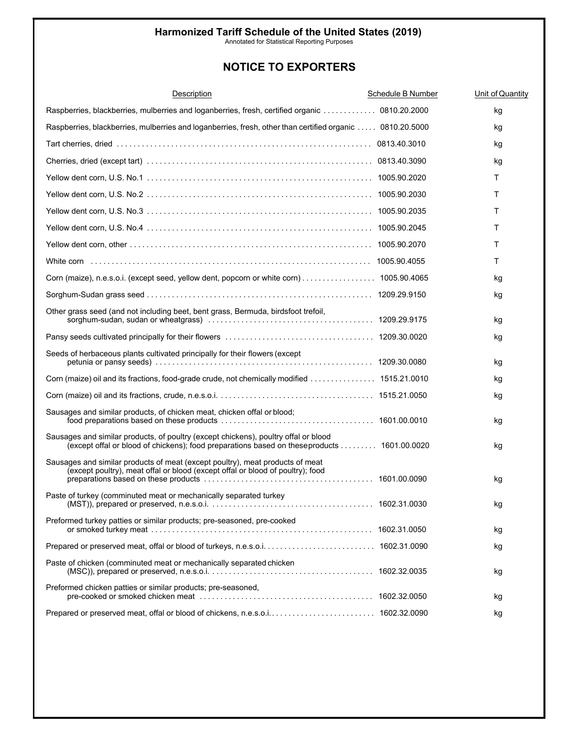**Harmonized Tariff Schedule of the United States (2019)**

Annotated for Statistical Reporting Purposes

## NOTICE TO EXPORTERS

| Description | Schedule B Number | Unit of Quantity |
|---|---|---|
| Raspberries, blackberries, mulberries and loganberries, fresh, certified organic | 0810.20.2000 | kg |
| Raspberries, blackberries, mulberries and loganberries, fresh, other than certified organic | 0810.20.5000 | kg |
| Tart cherries, dried | 0813.40.3010 | kg |
| Cherries, dried (except tart) | 0813.40.3090 | kg |
| Yellow dent corn, U.S. No.1 | 1005.90.2020 | T |
| Yellow dent corn, U.S. No.2 | 1005.90.2030 | T |
| Yellow dent corn, U.S. No.3 | 1005.90.2035 | T |
| Yellow dent corn, U.S. No.4 | 1005.90.2045 | T |
| Yellow dent corn, other | 1005.90.2070 | T |
| White corn | 1005.90.4055 | T |
| Corn (maize), n.e.s.o.i. (except seed, yellow dent, popcorn or white corn) | 1005.90.4065 | kg |
| Sorghum-Sudan grass seed | 1209.29.9150 | kg |
| Other grass seed (and not including beet, bent grass, Bermuda, birdsfoot trefoil, sorghum-sudan, sudan or wheatgrass) | 1209.29.9175 | kg |
| Pansy seeds cultivated principally for their flowers | 1209.30.0020 | kg |
| Seeds of herbaceous plants cultivated principally for their flowers (except petunia or pansy seeds) | 1209.30.0080 | kg |
| Corn (maize) oil and its fractions, food-grade crude, not chemically modified | 1515.21.0010 | kg |
| Corn (maize) oil and its fractions, crude, n.e.s.o.i. | 1515.21.0050 | kg |
| Sausages and similar products, of chicken meat, chicken offal or blood; food preparations based on these products | 1601.00.0010 | kg |
| Sausages and similar products, of poultry (except chickens), poultry offal or blood (except offal or blood of chickens); food preparations based on these products | 1601.00.0020 | kg |
| Sausages and similar products of meat (except poultry), meat products of meat (except poultry), meat offal or blood (except offal or blood of poultry); food preparations based on these products | 1601.00.0090 | kg |
| Paste of turkey (comminuted meat or mechanically separated turkey (MST)), prepared or preserved, n.e.s.o.i. | 1602.31.0030 | kg |
| Preformed turkey patties or similar products; pre-seasoned, pre-cooked or smoked turkey meat | 1602.31.0050 | kg |
| Prepared or preserved meat, offal or blood of turkeys, n.e.s.o.i. | 1602.31.0090 | kg |
| Paste of chicken (comminuted meat or mechanically separated chicken (MSC)), prepared or preserved, n.e.s.o.i. | 1602.32.0035 | kg |
| Preformed chicken patties or similar products; pre-seasoned, pre-cooked or smoked chicken meat | 1602.32.0050 | kg |
| Prepared or preserved meat, offal or blood of chickens, n.e.s.o.i. | 1602.32.0090 | kg |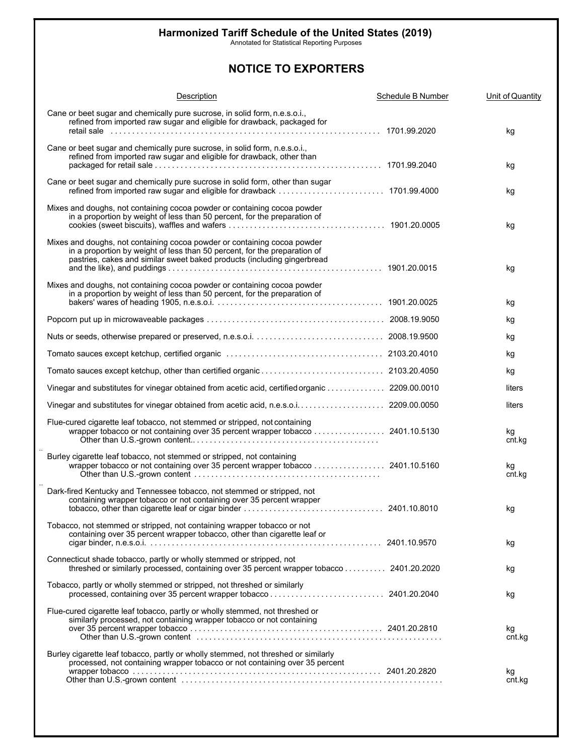**Harmonized Tariff Schedule of the United States (2019)**
Annotated for Statistical Reporting Purposes

## NOTICE TO EXPORTERS

| Description | Schedule B Number | Unit of Quantity |
|---|---|---|
| Cane or beet sugar and chemically pure sucrose, in solid form, n.e.s.o.i., refined from imported raw sugar and eligible for drawback, packaged for retail sale | 1701.99.2020 | kg |
| Cane or beet sugar and chemically pure sucrose, in solid form, n.e.s.o.i., refined from imported raw sugar and eligible for drawback, other than packaged for retail sale | 1701.99.2040 | kg |
| Cane or beet sugar and chemically pure sucrose in solid form, other than sugar refined from imported raw sugar and eligible for drawback | 1701.99.4000 | kg |
| Mixes and doughs, not containing cocoa powder or containing cocoa powder in a proportion by weight of less than 50 percent, for the preparation of cookies (sweet biscuits), waffles and wafers | 1901.20.0005 | kg |
| Mixes and doughs, not containing cocoa powder or containing cocoa powder in a proportion by weight of less than 50 percent, for the preparation of pastries, cakes and similar sweet baked products (including gingerbread and the like), and puddings | 1901.20.0015 | kg |
| Mixes and doughs, not containing cocoa powder or containing cocoa powder in a proportion by weight of less than 50 percent, for the preparation of bakers' wares of heading 1905, n.e.s.o.i. | 1901.20.0025 | kg |
| Popcorn put up in microwaveable packages | 2008.19.9050 | kg |
| Nuts or seeds, otherwise prepared or preserved, n.e.s.o.i. | 2008.19.9500 | kg |
| Tomato sauces except ketchup, certified organic | 2103.20.4010 | kg |
| Tomato sauces except ketchup, other than certified organic | 2103.20.4050 | kg |
| Vinegar and substitutes for vinegar obtained from acetic acid, certified organic | 2209.00.0010 | liters |
| Vinegar and substitutes for vinegar obtained from acetic acid, n.e.s.o.i. | 2209.00.0050 | liters |
| Flue-cured cigarette leaf tobacco, not stemmed or stripped, not containing wrapper tobacco or not containing over 35 percent wrapper tobacco | 2401.10.5130 | kg |
| Other than U.S.-grown content | | cnt.kg |
| Burley cigarette leaf tobacco, not stemmed or stripped, not containing wrapper tobacco or not containing over 35 percent wrapper tobacco | 2401.10.5160 | kg |
| Other than U.S.-grown content | | cnt.kg |
| Dark-fired Kentucky and Tennessee tobacco, not stemmed or stripped, not containing wrapper tobacco or not containing over 35 percent wrapper tobacco, other than cigarette leaf or cigar binder | 2401.10.8010 | kg |
| Tobacco, not stemmed or stripped, not containing wrapper tobacco or not containing over 35 percent wrapper tobacco, other than cigarette leaf or cigar binder, n.e.s.o.i. | 2401.10.9570 | kg |
| Connecticut shade tobacco, partly or wholly stemmed or stripped, not threshed or similarly processed, containing over 35 percent wrapper tobacco | 2401.20.2020 | kg |
| Tobacco, partly or wholly stemmed or stripped, not threshed or similarly processed, containing over 35 percent wrapper tobacco | 2401.20.2040 | kg |
| Flue-cured cigarette leaf tobacco, partly or wholly stemmed, not threshed or similarly processed, not containing wrapper tobacco or not containing over 35 percent wrapper tobacco | 2401.20.2810 | kg |
| Other than U.S.-grown content | | cnt.kg |
| Burley cigarette leaf tobacco, partly or wholly stemmed, not threshed or similarly processed, not containing wrapper tobacco or not containing over 35 percent wrapper tobacco | 2401.20.2820 | kg |
| Other than U.S.-grown content | | cnt.kg |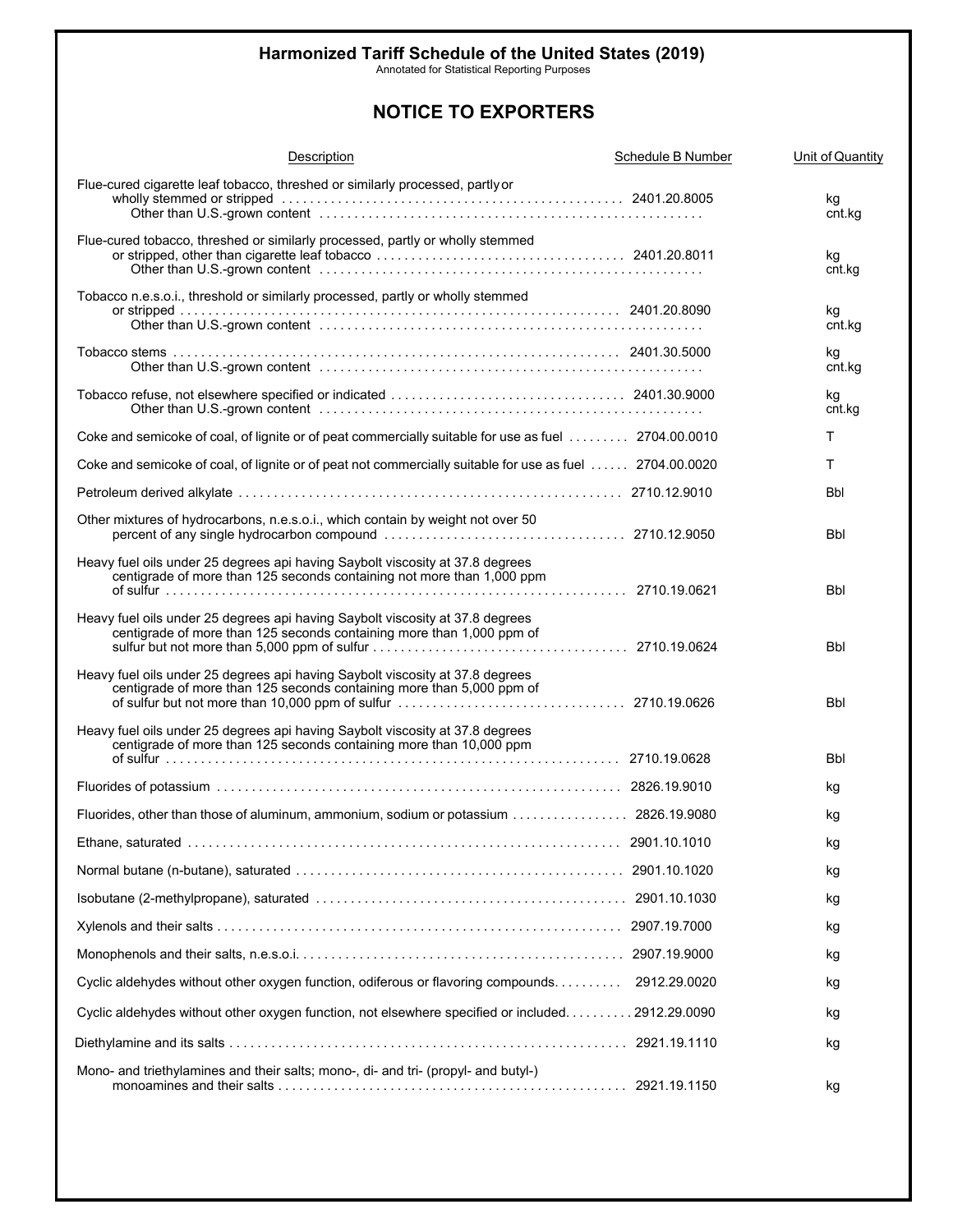**Harmonized Tariff Schedule of the United States (2019)**

Annotated for Statistical Reporting Purposes

## NOTICE TO EXPORTERS

| Description | Schedule B Number | Unit of Quantity |
|---|---|---|
| Flue-cured cigarette leaf tobacco, threshed or similarly processed, partly or wholly stemmed or stripped | 2401.20.8005 | kg |
| Other than U.S.-grown content | | cnt.kg |
| Flue-cured tobacco, threshed or similarly processed, partly or wholly stemmed or stripped, other than cigarette leaf tobacco | 2401.20.8011 | kg |
| Other than U.S.-grown content | | cnt.kg |
| Tobacco n.e.s.o.i., threshold or similarly processed, partly or wholly stemmed or stripped | 2401.20.8090 | kg |
| Other than U.S.-grown content | | cnt.kg |
| Tobacco stems | 2401.30.5000 | kg |
| Other than U.S.-grown content | | cnt.kg |
| Tobacco refuse, not elsewhere specified or indicated | 2401.30.9000 | kg |
| Other than U.S.-grown content | | cnt.kg |
| Coke and semicoke of coal, of lignite or of peat commercially suitable for use as fuel | 2704.00.0010 | T |
| Coke and semicoke of coal, of lignite or of peat not commercially suitable for use as fuel | 2704.00.0020 | T |
| Petroleum derived alkylate | 2710.12.9010 | Bbl |
| Other mixtures of hydrocarbons, n.e.s.o.i., which contain by weight not over 50 percent of any single hydrocarbon compound | 2710.12.9050 | Bbl |
| Heavy fuel oils under 25 degrees api having Saybolt viscosity at 37.8 degrees centigrade of more than 125 seconds containing not more than 1,000 ppm of sulfur | 2710.19.0621 | Bbl |
| Heavy fuel oils under 25 degrees api having Saybolt viscosity at 37.8 degrees centigrade of more than 125 seconds containing more than 1,000 ppm of sulfur but not more than 5,000 ppm of sulfur | 2710.19.0624 | Bbl |
| Heavy fuel oils under 25 degrees api having Saybolt viscosity at 37.8 degrees centigrade of more than 125 seconds containing more than 5,000 ppm of of sulfur but not more than 10,000 ppm of sulfur | 2710.19.0626 | Bbl |
| Heavy fuel oils under 25 degrees api having Saybolt viscosity at 37.8 degrees centigrade of more than 125 seconds containing more than 10,000 ppm of sulfur | 2710.19.0628 | Bbl |
| Fluorides of potassium | 2826.19.9010 | kg |
| Fluorides, other than those of aluminum, ammonium, sodium or potassium | 2826.19.9080 | kg |
| Ethane, saturated | 2901.10.1010 | kg |
| Normal butane (n-butane), saturated | 2901.10.1020 | kg |
| Isobutane (2-methylpropane), saturated | 2901.10.1030 | kg |
| Xylenols and their salts | 2907.19.7000 | kg |
| Monophenols and their salts, n.e.s.o.i. | 2907.19.9000 | kg |
| Cyclic aldehydes without other oxygen function, odiferous or flavoring compounds. | 2912.29.0020 | kg |
| Cyclic aldehydes without other oxygen function, not elsewhere specified or included. | 2912.29.0090 | kg |
| Diethylamine and its salts | 2921.19.1110 | kg |
| Mono- and triethylamines and their salts; mono-, di- and tri- (propyl- and butyl-) monoamines and their salts | 2921.19.1150 | kg |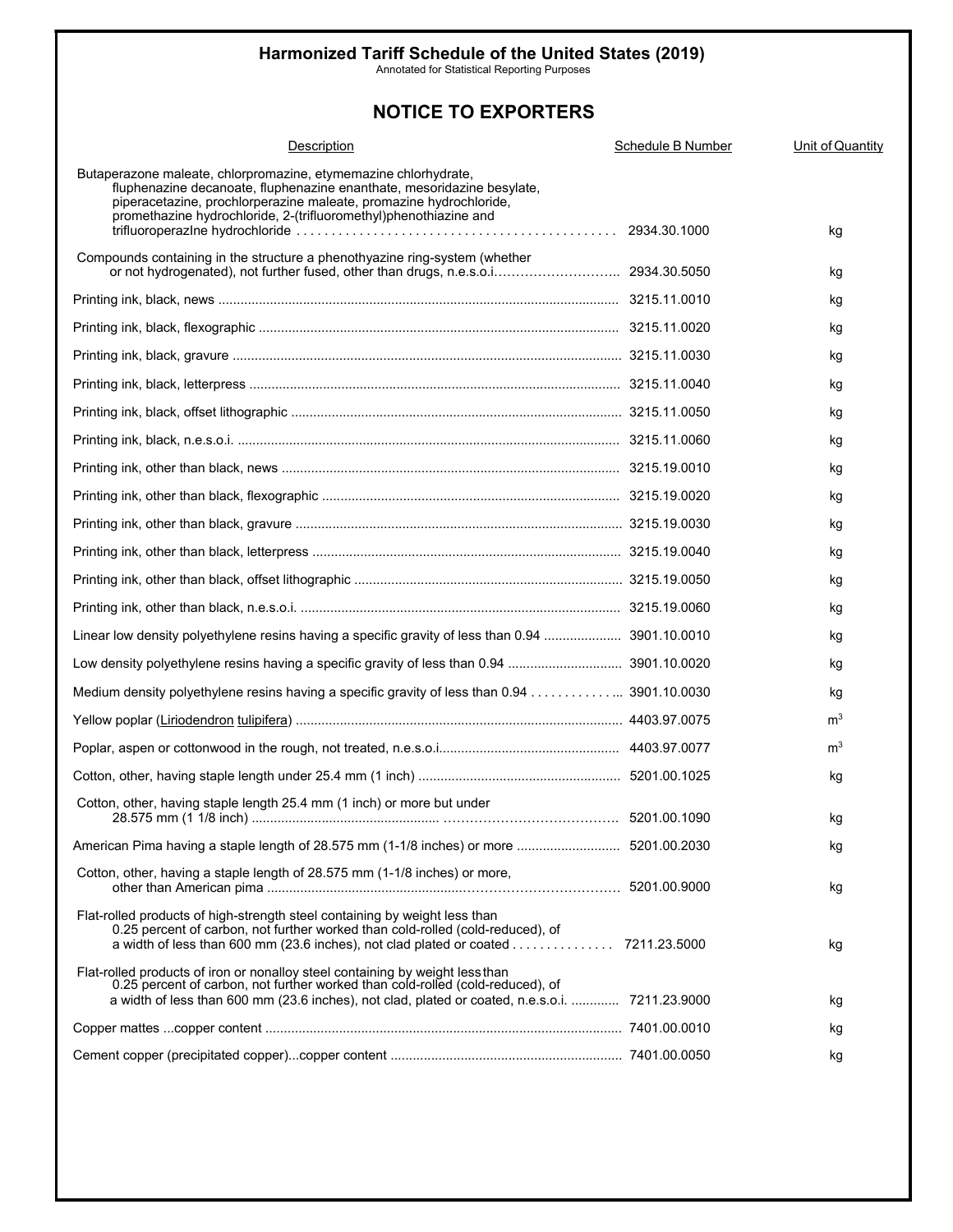**Harmonized Tariff Schedule of the United States (2019)**
Annotated for Statistical Reporting Purposes

## NOTICE TO EXPORTERS

| Description | Schedule B Number | Unit of Quantity |
|---|---|---|
| Butaperazone maleate, chlorpromazine, etymemazine chlorhydrate, fluphenazine decanoate, fluphenazine enanthate, mesoridazine besylate, piperacetazine, prochlorperazine maleate, promazine hydrochloride, promethazine hydrochloride, 2-(trifluoromethyl)phenothiazine and trifluoroperazIne hydrochloride | 2934.30.1000 | kg |
| Compounds containing in the structure a phenothyazine ring-system (whether or not hydrogenated), not further fused, other than drugs, n.e.s.o.i. | 2934.30.5050 | kg |
| Printing ink, black, news | 3215.11.0010 | kg |
| Printing ink, black, flexographic | 3215.11.0020 | kg |
| Printing ink, black, gravure | 3215.11.0030 | kg |
| Printing ink, black, letterpress | 3215.11.0040 | kg |
| Printing ink, black, offset lithographic | 3215.11.0050 | kg |
| Printing ink, black, n.e.s.o.i. | 3215.11.0060 | kg |
| Printing ink, other than black, news | 3215.19.0010 | kg |
| Printing ink, other than black, flexographic | 3215.19.0020 | kg |
| Printing ink, other than black, gravure | 3215.19.0030 | kg |
| Printing ink, other than black, letterpress | 3215.19.0040 | kg |
| Printing ink, other than black, offset lithographic | 3215.19.0050 | kg |
| Printing ink, other than black, n.e.s.o.i. | 3215.19.0060 | kg |
| Linear low density polyethylene resins having a specific gravity of less than 0.94 | 3901.10.0010 | kg |
| Low density polyethylene resins having a specific gravity of less than 0.94 | 3901.10.0020 | kg |
| Medium density polyethylene resins having a specific gravity of less than 0.94 | 3901.10.0030 | kg |
| Yellow poplar (Liriodendron tulipifera) | 4403.97.0075 | $m^3$ |
| Poplar, aspen or cottonwood in the rough, not treated, n.e.s.o.i. | 4403.97.0077 | $m^3$ |
| Cotton, other, having staple length under 25.4 mm (1 inch) | 5201.00.1025 | kg |
| Cotton, other, having staple length 25.4 mm (1 inch) or more but under 28.575 mm (1 1/8 inch) | 5201.00.1090 | kg |
| American Pima having a staple length of 28.575 mm (1-1/8 inches) or more | 5201.00.2030 | kg |
| Cotton, other, having a staple length of 28.575 mm (1-1/8 inches) or more, other than American pima | 5201.00.9000 | kg |
| Flat-rolled products of high-strength steel containing by weight less than 0.25 percent of carbon, not further worked than cold-rolled (cold-reduced), of a width of less than 600 mm (23.6 inches), not clad plated or coated | 7211.23.5000 | kg |
| Flat-rolled products of iron or nonalloy steel containing by weight less than 0.25 percent of carbon, not further worked than cold-rolled (cold-reduced), of a width of less than 600 mm (23.6 inches), not clad, plated or coated, n.e.s.o.i. | 7211.23.9000 | kg |
| Copper mattes ...copper content | 7401.00.0010 | kg |
| Cement copper (precipitated copper)...copper content | 7401.00.0050 | kg |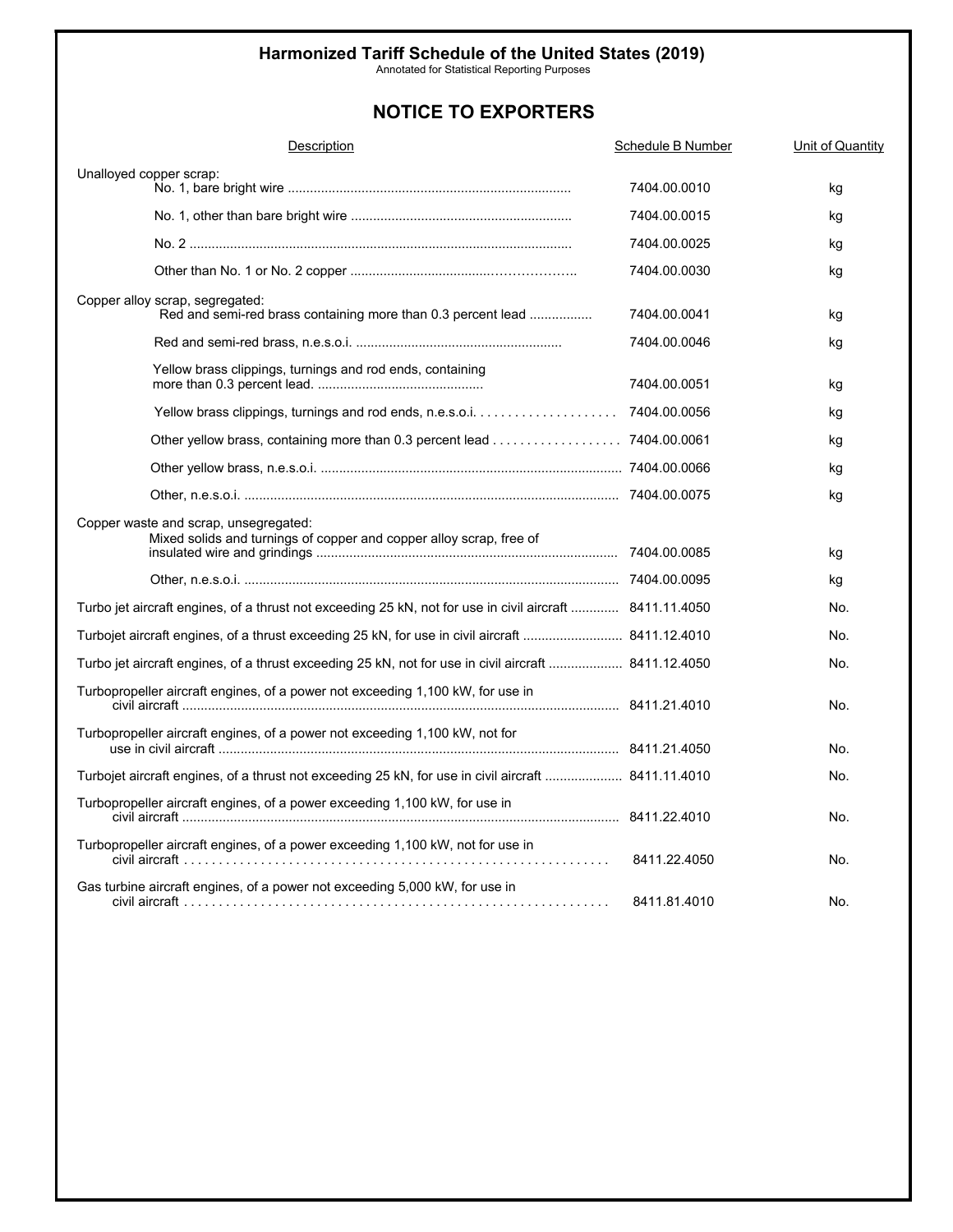# Harmonized Tariff Schedule of the United States (2019)

Annotated for Statistical Reporting Purposes

## NOTICE TO EXPORTERS

| Description | Schedule B Number | Unit of Quantity |
|---|---|---|
| Unalloyed copper scrap: | | |
| No. 1, bare bright wire | 7404.00.0010 | kg |
| No. 1, other than bare bright wire | 7404.00.0015 | kg |
| No. 2 | 7404.00.0025 | kg |
| Other than No. 1 or No. 2 copper | 7404.00.0030 | kg |
| Copper alloy scrap, segregated: | | |
| Red and semi-red brass containing more than 0.3 percent lead | 7404.00.0041 | kg |
| Red and semi-red brass, n.e.s.o.i. | 7404.00.0046 | kg |
| Yellow brass clippings, turnings and rod ends, containing more than 0.3 percent lead. | 7404.00.0051 | kg |
| Yellow brass clippings, turnings and rod ends, n.e.s.o.i. | 7404.00.0056 | kg |
| Other yellow brass, containing more than 0.3 percent lead | 7404.00.0061 | kg |
| Other yellow brass, n.e.s.o.i. | 7404.00.0066 | kg |
| Other, n.e.s.o.i. | 7404.00.0075 | kg |
| Copper waste and scrap, unsegregated: | | |
| Mixed solids and turnings of copper and copper alloy scrap, free of insulated wire and grindings | 7404.00.0085 | kg |
| Other, n.e.s.o.i. | 7404.00.0095 | kg |
| Turbo jet aircraft engines, of a thrust not exceeding 25 kN, not for use in civil aircraft | 8411.11.4050 | No. |
| Turbojet aircraft engines, of a thrust exceeding 25 kN, for use in civil aircraft | 8411.12.4010 | No. |
| Turbo jet aircraft engines, of a thrust exceeding 25 kN, not for use in civil aircraft | 8411.12.4050 | No. |
| Turbopropeller aircraft engines, of a power not exceeding 1,100 kW, for use in civil aircraft | 8411.21.4010 | No. |
| Turbopropeller aircraft engines, of a power not exceeding 1,100 kW, not for use in civil aircraft | 8411.21.4050 | No. |
| Turbojet aircraft engines, of a thrust not exceeding 25 kN, for use in civil aircraft | 8411.11.4010 | No. |
| Turbopropeller aircraft engines, of a power exceeding 1,100 kW, for use in civil aircraft | 8411.22.4010 | No. |
| Turbopropeller aircraft engines, of a power exceeding 1,100 kW, not for use in civil aircraft | 8411.22.4050 | No. |
| Gas turbine aircraft engines, of a power not exceeding 5,000 kW, for use in civil aircraft | 8411.81.4010 | No. |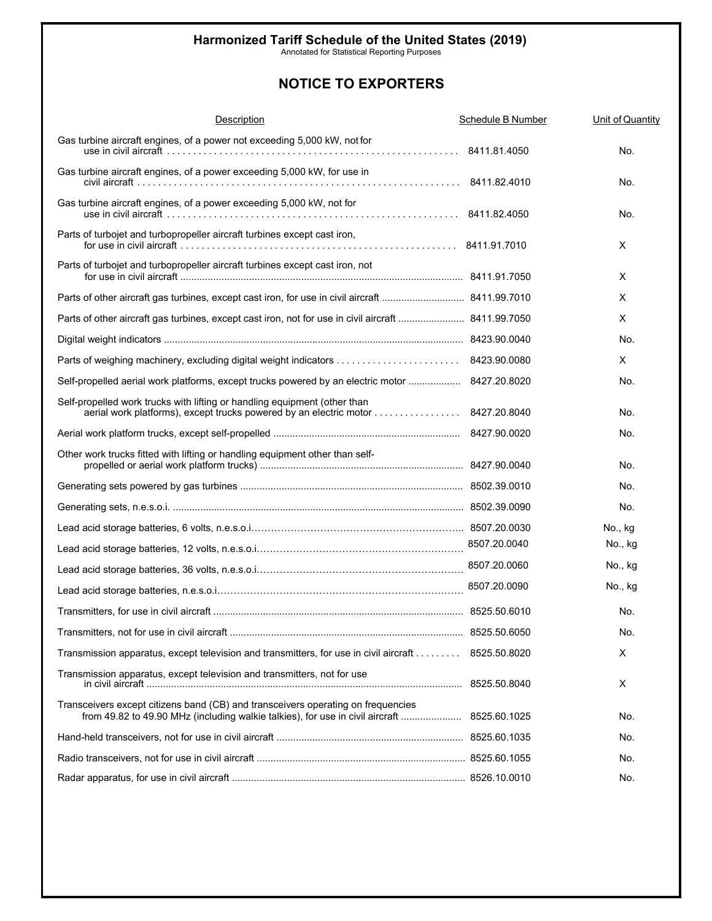# Harmonized Tariff Schedule of the United States (2019)

Annotated for Statistical Reporting Purposes

## NOTICE TO EXPORTERS

| Description | Schedule B Number | Unit of Quantity |
| --- | --- | --- |
| Gas turbine aircraft engines, of a power not exceeding 5,000 kW, not for use in civil aircraft | 8411.81.4050 | No. |
| Gas turbine aircraft engines, of a power exceeding 5,000 kW, for use in civil aircraft | 8411.82.4010 | No. |
| Gas turbine aircraft engines, of a power exceeding 5,000 kW, not for use in civil aircraft | 8411.82.4050 | No. |
| Parts of turbojet and turbopropeller aircraft turbines except cast iron, for use in civil aircraft | 8411.91.7010 | X |
| Parts of turbojet and turbopropeller aircraft turbines except cast iron, not for use in civil aircraft | 8411.91.7050 | X |
| Parts of other aircraft gas turbines, except cast iron, for use in civil aircraft | 8411.99.7010 | X |
| Parts of other aircraft gas turbines, except cast iron, not for use in civil aircraft | 8411.99.7050 | X |
| Digital weight indicators | 8423.90.0040 | No. |
| Parts of weighing machinery, excluding digital weight indicators | 8423.90.0080 | X |
| Self-propelled aerial work platforms, except trucks powered by an electric motor | 8427.20.8020 | No. |
| Self-propelled work trucks with lifting or handling equipment (other than aerial work platforms), except trucks powered by an electric motor | 8427.20.8040 | No. |
| Aerial work platform trucks, except self-propelled | 8427.90.0020 | No. |
| Other work trucks fitted with lifting or handling equipment other than self-propelled or aerial work platform trucks) | 8427.90.0040 | No. |
| Generating sets powered by gas turbines | 8502.39.0010 | No. |
| Generating sets, n.e.s.o.i. | 8502.39.0090 | No. |
| Lead acid storage batteries, 6 volts, n.e.s.o.i. | 8507.20.0030 | No., kg |
| Lead acid storage batteries, 12 volts, n.e.s.o.i. | 8507.20.0040 | No., kg |
| Lead acid storage batteries, 36 volts, n.e.s.o.i. | 8507.20.0060 | No., kg |
| Lead acid storage batteries, n.e.s.o.i. | 8507.20.0090 | No., kg |
| Transmitters, for use in civil aircraft | 8525.50.6010 | No. |
| Transmitters, not for use in civil aircraft | 8525.50.6050 | No. |
| Transmission apparatus, except television and transmitters, for use in civil aircraft | 8525.50.8020 | X |
| Transmission apparatus, except television and transmitters, not for use in civil aircraft | 8525.50.8040 | X |
| Transceivers except citizens band (CB) and transceivers operating on frequencies from 49.82 to 49.90 MHz (including walkie talkies), for use in civil aircraft | 8525.60.1025 | No. |
| Hand-held transceivers, not for use in civil aircraft | 8525.60.1035 | No. |
| Radio transceivers, not for use in civil aircraft | 8525.60.1055 | No. |
| Radar apparatus, for use in civil aircraft | 8526.10.0010 | No. |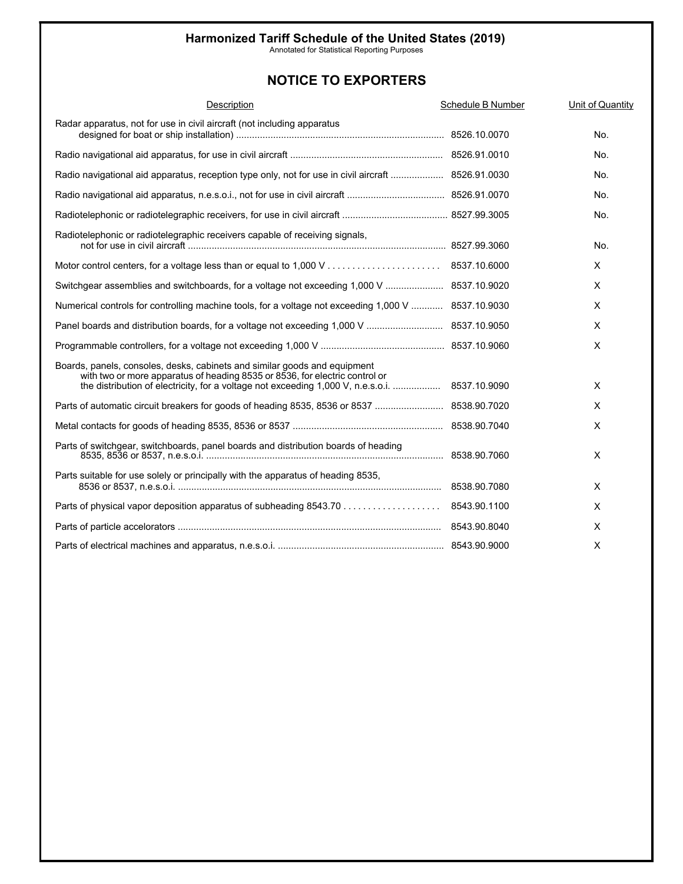Harmonized Tariff Schedule of the United States (2019)

Annotated for Statistical Reporting Purposes

## NOTICE TO EXPORTERS

| Description | Schedule B Number | Unit of Quantity |
|---|---|---|
| Radar apparatus, not for use in civil aircraft (not including apparatus designed for boat or ship installation) | 8526.10.0070 | No. |
| Radio navigational aid apparatus, for use in civil aircraft | 8526.91.0010 | No. |
| Radio navigational aid apparatus, reception type only, not for use in civil aircraft | 8526.91.0030 | No. |
| Radio navigational aid apparatus, n.e.s.o.i., not for use in civil aircraft | 8526.91.0070 | No. |
| Radiotelephonic or radiotelegraphic receivers, for use in civil aircraft | 8527.99.3005 | No. |
| Radiotelephonic or radiotelegraphic receivers capable of receiving signals, not for use in civil aircraft | 8527.99.3060 | No. |
| Motor control centers, for a voltage less than or equal to 1,000 V | 8537.10.6000 | X |
| Switchgear assemblies and switchboards, for a voltage not exceeding 1,000 V | 8537.10.9020 | X |
| Numerical controls for controlling machine tools, for a voltage not exceeding 1,000 V | 8537.10.9030 | X |
| Panel boards and distribution boards, for a voltage not exceeding 1,000 V | 8537.10.9050 | X |
| Programmable controllers, for a voltage not exceeding 1,000 V | 8537.10.9060 | X |
| Boards, panels, consoles, desks, cabinets and similar goods and equipment with two or more apparatus of heading 8535 or 8536, for electric control or the distribution of electricity, for a voltage not exceeding 1,000 V, n.e.s.o.i. | 8537.10.9090 | X |
| Parts of automatic circuit breakers for goods of heading 8535, 8536 or 8537 | 8538.90.7020 | X |
| Metal contacts for goods of heading 8535, 8536 or 8537 | 8538.90.7040 | X |
| Parts of switchgear, switchboards, panel boards and distribution boards of heading 8535, 8536 or 8537, n.e.s.o.i. | 8538.90.7060 | X |
| Parts suitable for use solely or principally with the apparatus of heading 8535, 8536 or 8537, n.e.s.o.i. | 8538.90.7080 | X |
| Parts of physical vapor deposition apparatus of subheading 8543.70 | 8543.90.1100 | X |
| Parts of particle accelerators | 8543.90.8040 | X |
| Parts of electrical machines and apparatus, n.e.s.o.i. | 8543.90.9000 | X |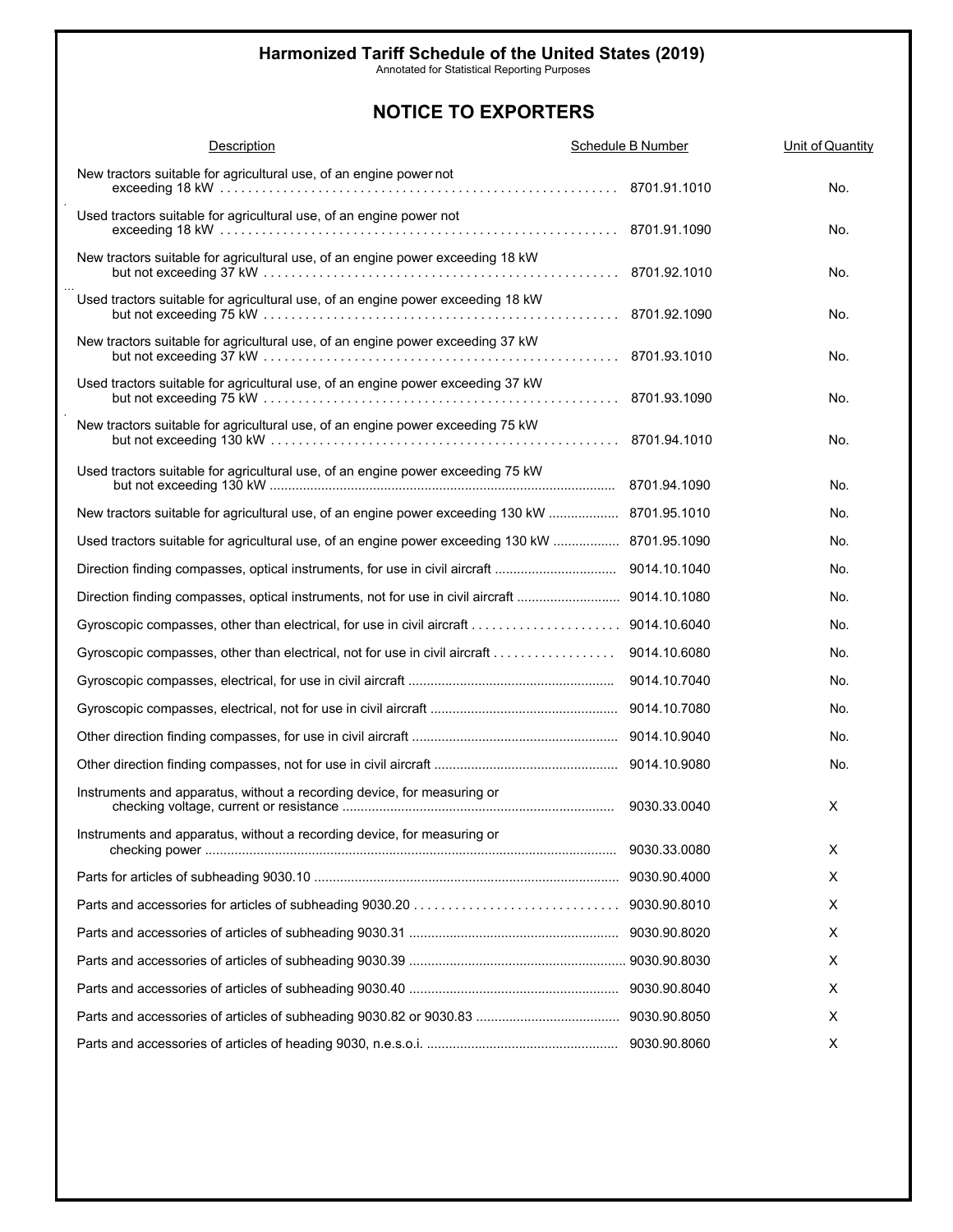**Harmonized Tariff Schedule of the United States (2019)**

Annotated for Statistical Reporting Purposes

## NOTICE TO EXPORTERS

| Description | Schedule B Number | Unit of Quantity |
|---|---|---|
| New tractors suitable for agricultural use, of an engine power not exceeding 18 kW | 8701.91.1010 | No. |
| Used tractors suitable for agricultural use, of an engine power not exceeding 18 kW | 8701.91.1090 | No. |
| New tractors suitable for agricultural use, of an engine power exceeding 18 kW but not exceeding 37 kW | 8701.92.1010 | No. |
| Used tractors suitable for agricultural use, of an engine power exceeding 18 kW but not exceeding 75 kW | 8701.92.1090 | No. |
| New tractors suitable for agricultural use, of an engine power exceeding 37 kW but not exceeding 37 kW | 8701.93.1010 | No. |
| Used tractors suitable for agricultural use, of an engine power exceeding 37 kW but not exceeding 75 kW | 8701.93.1090 | No. |
| New tractors suitable for agricultural use, of an engine power exceeding 75 kW but not exceeding 130 kW | 8701.94.1010 | No. |
| Used tractors suitable for agricultural use, of an engine power exceeding 75 kW but not exceeding 130 kW | 8701.94.1090 | No. |
| New tractors suitable for agricultural use, of an engine power exceeding 130 kW | 8701.95.1010 | No. |
| Used tractors suitable for agricultural use, of an engine power exceeding 130 kW | 8701.95.1090 | No. |
| Direction finding compasses, optical instruments, for use in civil aircraft | 9014.10.1040 | No. |
| Direction finding compasses, optical instruments, not for use in civil aircraft | 9014.10.1080 | No. |
| Gyroscopic compasses, other than electrical, for use in civil aircraft | 9014.10.6040 | No. |
| Gyroscopic compasses, other than electrical, not for use in civil aircraft | 9014.10.6080 | No. |
| Gyroscopic compasses, electrical, for use in civil aircraft | 9014.10.7040 | No. |
| Gyroscopic compasses, electrical, not for use in civil aircraft | 9014.10.7080 | No. |
| Other direction finding compasses, for use in civil aircraft | 9014.10.9040 | No. |
| Other direction finding compasses, not for use in civil aircraft | 9014.10.9080 | No. |
| Instruments and apparatus, without a recording device, for measuring or checking voltage, current or resistance | 9030.33.0040 | X |
| Instruments and apparatus, without a recording device, for measuring or checking power | 9030.33.0080 | X |
| Parts for articles of subheading 9030.10 | 9030.90.4000 | X |
| Parts and accessories for articles of subheading 9030.20 | 9030.90.8010 | X |
| Parts and accessories of articles of subheading 9030.31 | 9030.90.8020 | X |
| Parts and accessories of articles of subheading 9030.39 | 9030.90.8030 | X |
| Parts and accessories of articles of subheading 9030.40 | 9030.90.8040 | X |
| Parts and accessories of articles of subheading 9030.82 or 9030.83 | 9030.90.8050 | X |
| Parts and accessories of articles of heading 9030, n.e.s.o.i. | 9030.90.8060 | X |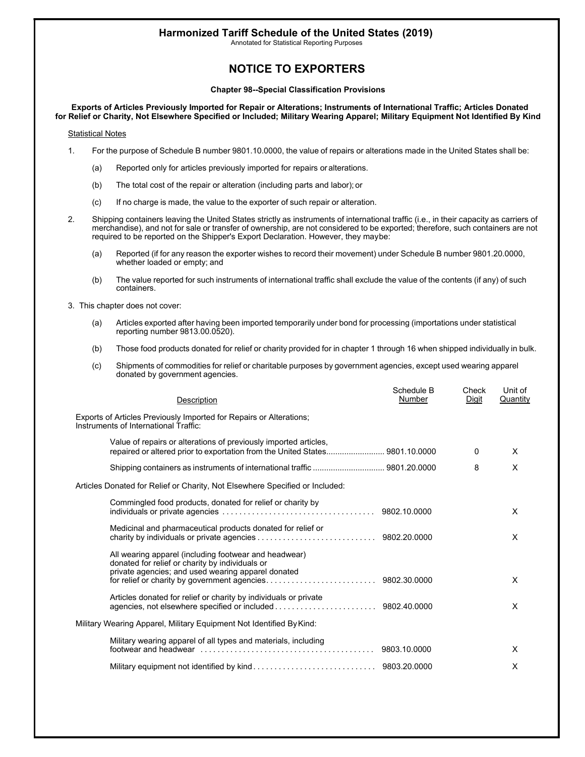# Harmonized Tariff Schedule of the United States (2019)

Annotated for Statistical Reporting Purposes

## NOTICE TO EXPORTERS

### Chapter 98--Special Classification Provisions

**Exports of Articles Previously Imported for Repair or Alterations; Instruments of International Traffic; Articles Donated for Relief or Charity, Not Elsewhere Specified or Included; Military Wearing Apparel; Military Equipment Not Identified By Kind**

Statistical Notes

1. For the purpose of Schedule B number 9801.10.0000, the value of repairs or alterations made in the United States shall be:
   - (a) Reported only for articles previously imported for repairs or alterations.
   - (b) The total cost of the repair or alteration (including parts and labor); or
   - (c) If no charge is made, the value to the exporter of such repair or alteration.
2. Shipping containers leaving the United States strictly as instruments of international traffic (i.e., in their capacity as carriers of merchandise), and not for sale or transfer of ownership, are not considered to be exported; therefore, such containers are not required to be reported on the Shipper's Export Declaration. However, they may be:
   - (a) Reported (if for any reason the exporter wishes to record their movement) under Schedule B number 9801.20.0000, whether loaded or empty; and
   - (b) The value reported for such instruments of international traffic shall exclude the value of the contents (if any) of such containers.
3. This chapter does not cover:
   - (a) Articles exported after having been imported temporarily under bond for processing (importations under statistical reporting number 9813.00.0520).
   - (b) Those food products donated for relief or charity provided for in chapter 1 through 16 when shipped individually in bulk.
   - (c) Shipments of commodities for relief or charitable purposes by government agencies, except used wearing apparel donated by government agencies.

| Description | Schedule B Number | Check Digit | Unit of Quantity |
|---|---|---|---|
| Exports of Articles Previously Imported for Repairs or Alterations; Instruments of International Traffic: | | | |
| Value of repairs or alterations of previously imported articles, repaired or altered prior to exportation from the United States | 9801.10.0000 | 0 | X |
| Shipping containers as instruments of international traffic | 9801.20.0000 | 8 | X |
| Articles Donated for Relief or Charity, Not Elsewhere Specified or Included: | | | |
| Commingled food products, donated for relief or charity by individuals or private agencies | 9802.10.0000 | | X |
| Medicinal and pharmaceutical products donated for relief or charity by individuals or private agencies | 9802.20.0000 | | X |
| All wearing apparel (including footwear and headwear) donated for relief or charity by individuals or private agencies; and used wearing apparel donated for relief or charity by government agencies | 9802.30.0000 | | X |
| Articles donated for relief or charity by individuals or private agencies, not elsewhere specified or included | 9802.40.0000 | | X |
| Military Wearing Apparel, Military Equipment Not Identified By Kind: | | | |
| Military wearing apparel of all types and materials, including footwear and headwear | 9803.10.0000 | | X |
| Military equipment not identified by kind | 9803.20.0000 | | X |